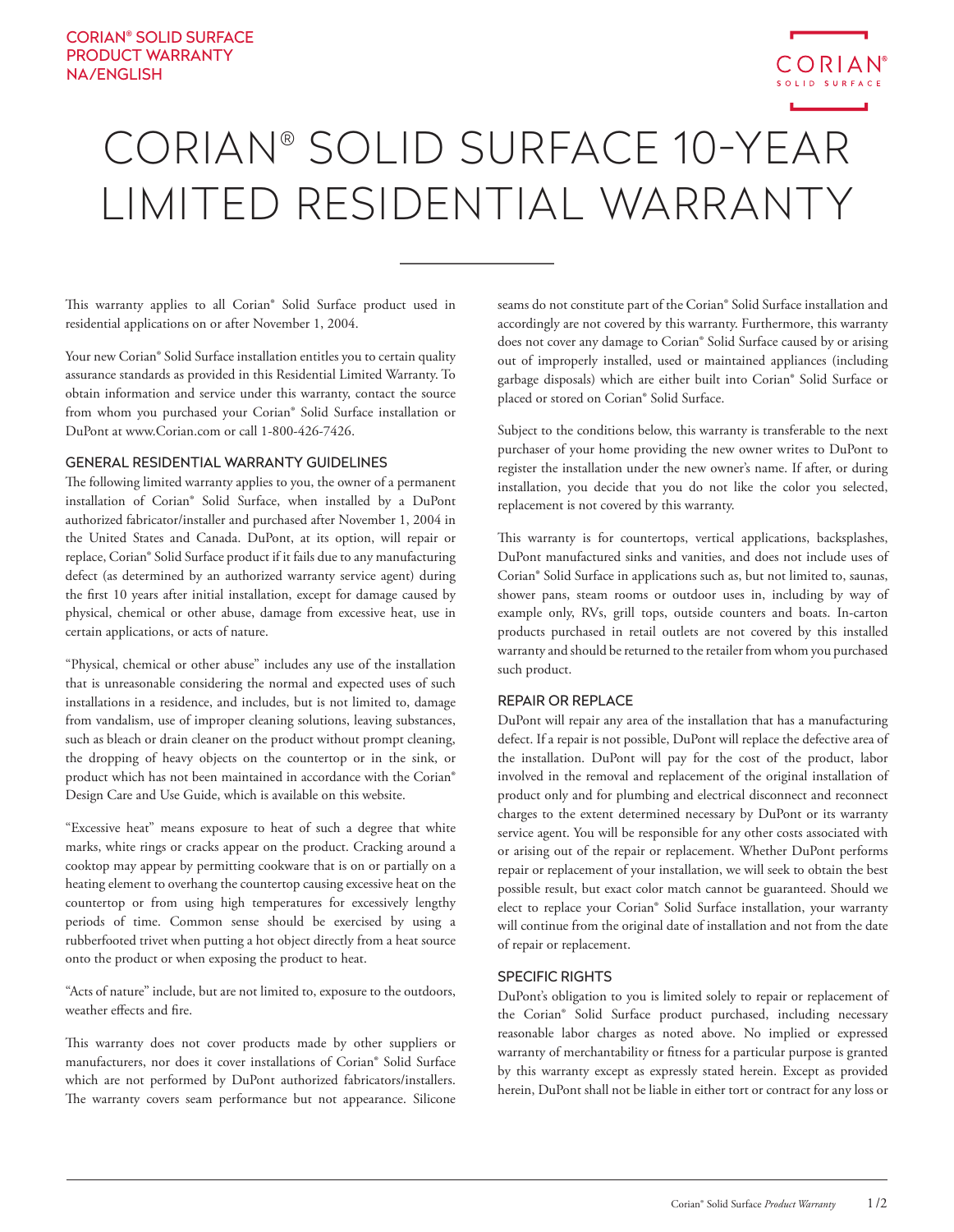CORIAN® SOLID SURFACE
PRODUCT WARRANTY
NA/ENGLISH

# CORIAN® SOLID SURFACE 10-YEAR LIMITED RESIDENTIAL WARRANTY

This warranty applies to all Corian® Solid Surface product used in residential applications on or after November 1, 2004.

Your new Corian® Solid Surface installation entitles you to certain quality assurance standards as provided in this Residential Limited Warranty. To obtain information and service under this warranty, contact the source from whom you purchased your Corian® Solid Surface installation or DuPont at www.Corian.com or call 1-800-426-7426.

## GENERAL RESIDENTIAL WARRANTY GUIDELINES

The following limited warranty applies to you, the owner of a permanent installation of Corian® Solid Surface, when installed by a DuPont authorized fabricator/installer and purchased after November 1, 2004 in the United States and Canada. DuPont, at its option, will repair or replace, Corian® Solid Surface product if it fails due to any manufacturing defect (as determined by an authorized warranty service agent) during the first 10 years after initial installation, except for damage caused by physical, chemical or other abuse, damage from excessive heat, use in certain applications, or acts of nature.

"Physical, chemical or other abuse" includes any use of the installation that is unreasonable considering the normal and expected uses of such installations in a residence, and includes, but is not limited to, damage from vandalism, use of improper cleaning solutions, leaving substances, such as bleach or drain cleaner on the product without prompt cleaning, the dropping of heavy objects on the countertop or in the sink, or product which has not been maintained in accordance with the Corian® Design Care and Use Guide, which is available on this website.

"Excessive heat" means exposure to heat of such a degree that white marks, white rings or cracks appear on the product. Cracking around a cooktop may appear by permitting cookware that is on or partially on a heating element to overhang the countertop causing excessive heat on the countertop or from using high temperatures for excessively lengthy periods of time. Common sense should be exercised by using a rubberfooted trivet when putting a hot object directly from a heat source onto the product or when exposing the product to heat.

"Acts of nature" include, but are not limited to, exposure to the outdoors, weather effects and fire.

This warranty does not cover products made by other suppliers or manufacturers, nor does it cover installations of Corian® Solid Surface which are not performed by DuPont authorized fabricators/installers. The warranty covers seam performance but not appearance. Silicone seams do not constitute part of the Corian® Solid Surface installation and accordingly are not covered by this warranty. Furthermore, this warranty does not cover any damage to Corian® Solid Surface caused by or arising out of improperly installed, used or maintained appliances (including garbage disposals) which are either built into Corian® Solid Surface or placed or stored on Corian® Solid Surface.

Subject to the conditions below, this warranty is transferable to the next purchaser of your home providing the new owner writes to DuPont to register the installation under the new owner's name. If after, or during installation, you decide that you do not like the color you selected, replacement is not covered by this warranty.

This warranty is for countertops, vertical applications, backsplashes, DuPont manufactured sinks and vanities, and does not include uses of Corian® Solid Surface in applications such as, but not limited to, saunas, shower pans, steam rooms or outdoor uses in, including by way of example only, RVs, grill tops, outside counters and boats. In-carton products purchased in retail outlets are not covered by this installed warranty and should be returned to the retailer from whom you purchased such product.

## REPAIR OR REPLACE

DuPont will repair any area of the installation that has a manufacturing defect. If a repair is not possible, DuPont will replace the defective area of the installation. DuPont will pay for the cost of the product, labor involved in the removal and replacement of the original installation of product only and for plumbing and electrical disconnect and reconnect charges to the extent determined necessary by DuPont or its warranty service agent. You will be responsible for any other costs associated with or arising out of the repair or replacement. Whether DuPont performs repair or replacement of your installation, we will seek to obtain the best possible result, but exact color match cannot be guaranteed. Should we elect to replace your Corian® Solid Surface installation, your warranty will continue from the original date of installation and not from the date of repair or replacement.

## SPECIFIC RIGHTS

DuPont's obligation to you is limited solely to repair or replacement of the Corian® Solid Surface product purchased, including necessary reasonable labor charges as noted above. No implied or expressed warranty of merchantability or fitness for a particular purpose is granted by this warranty except as expressly stated herein. Except as provided herein, DuPont shall not be liable in either tort or contract for any loss or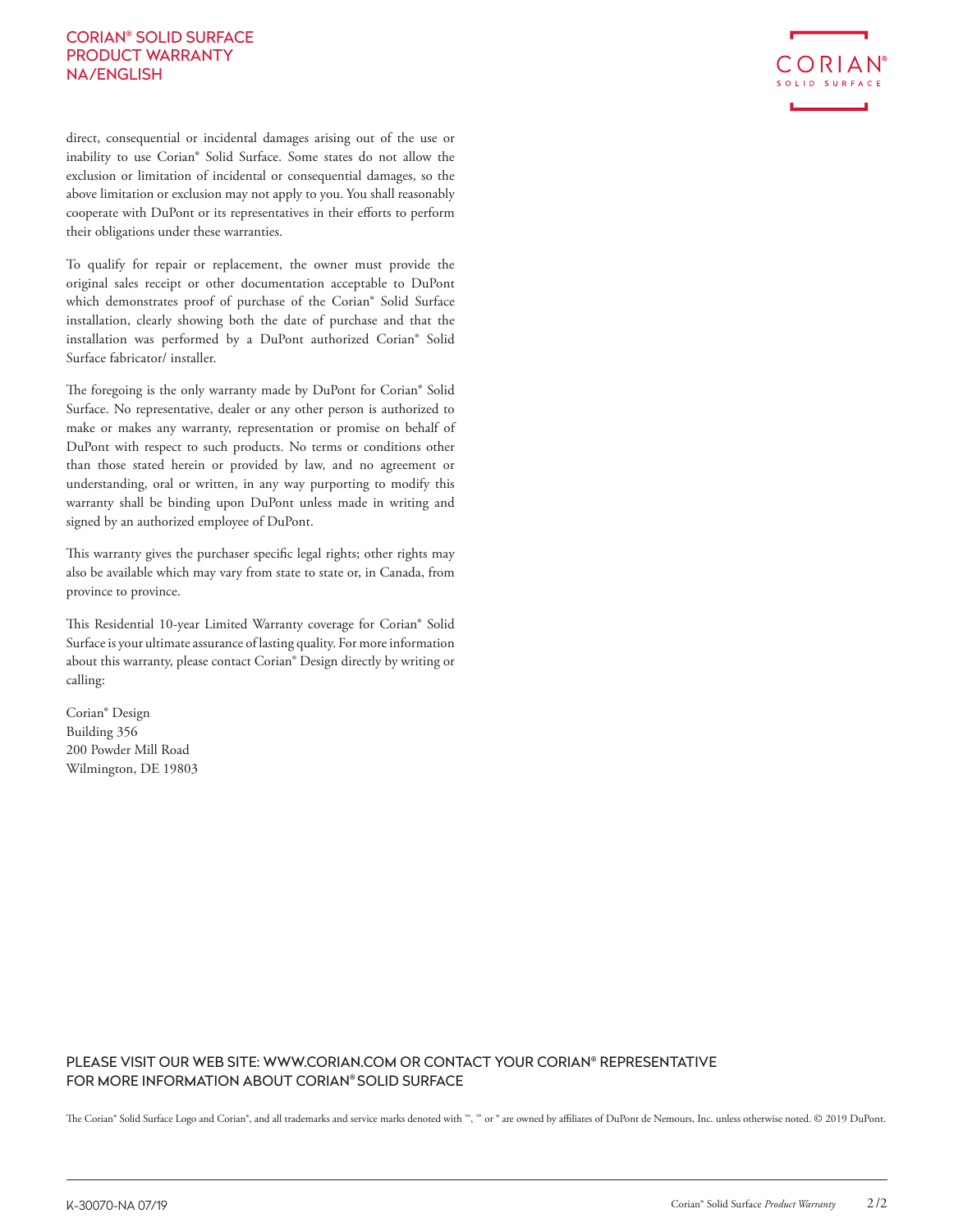direct, consequential or incidental damages arising out of the use or inability to use Corian® Solid Surface. Some states do not allow the exclusion or limitation of incidental or consequential damages, so the above limitation or exclusion may not apply to you. You shall reasonably cooperate with DuPont or its representatives in their efforts to perform their obligations under these warranties.

To qualify for repair or replacement, the owner must provide the original sales receipt or other documentation acceptable to DuPont which demonstrates proof of purchase of the Corian® Solid Surface installation, clearly showing both the date of purchase and that the installation was performed by a DuPont authorized Corian® Solid Surface fabricator/ installer.

The foregoing is the only warranty made by DuPont for Corian® Solid Surface. No representative, dealer or any other person is authorized to make or makes any warranty, representation or promise on behalf of DuPont with respect to such products. No terms or conditions other than those stated herein or provided by law, and no agreement or understanding, oral or written, in any way purporting to modify this warranty shall be binding upon DuPont unless made in writing and signed by an authorized employee of DuPont.

This warranty gives the purchaser specific legal rights; other rights may also be available which may vary from state to state or, in Canada, from province to province.

This Residential 10-year Limited Warranty coverage for Corian® Solid Surface is your ultimate assurance of lasting quality. For more information about this warranty, please contact Corian® Design directly by writing or calling:

Corian® Design
Building 356
200 Powder Mill Road
Wilmington, DE 19803

**PLEASE VISIT OUR WEB SITE: WWW.CORIAN.COM OR CONTACT YOUR CORIAN® REPRESENTATIVE FOR MORE INFORMATION ABOUT CORIAN® SOLID SURFACE**

The Corian® Solid Surface Logo and Corian®, and all trademarks and service marks denoted with ™, ℠ or ® are owned by affiliates of DuPont de Nemours, Inc. unless otherwise noted. © 2019 DuPont.

K-30070-NA 07/19